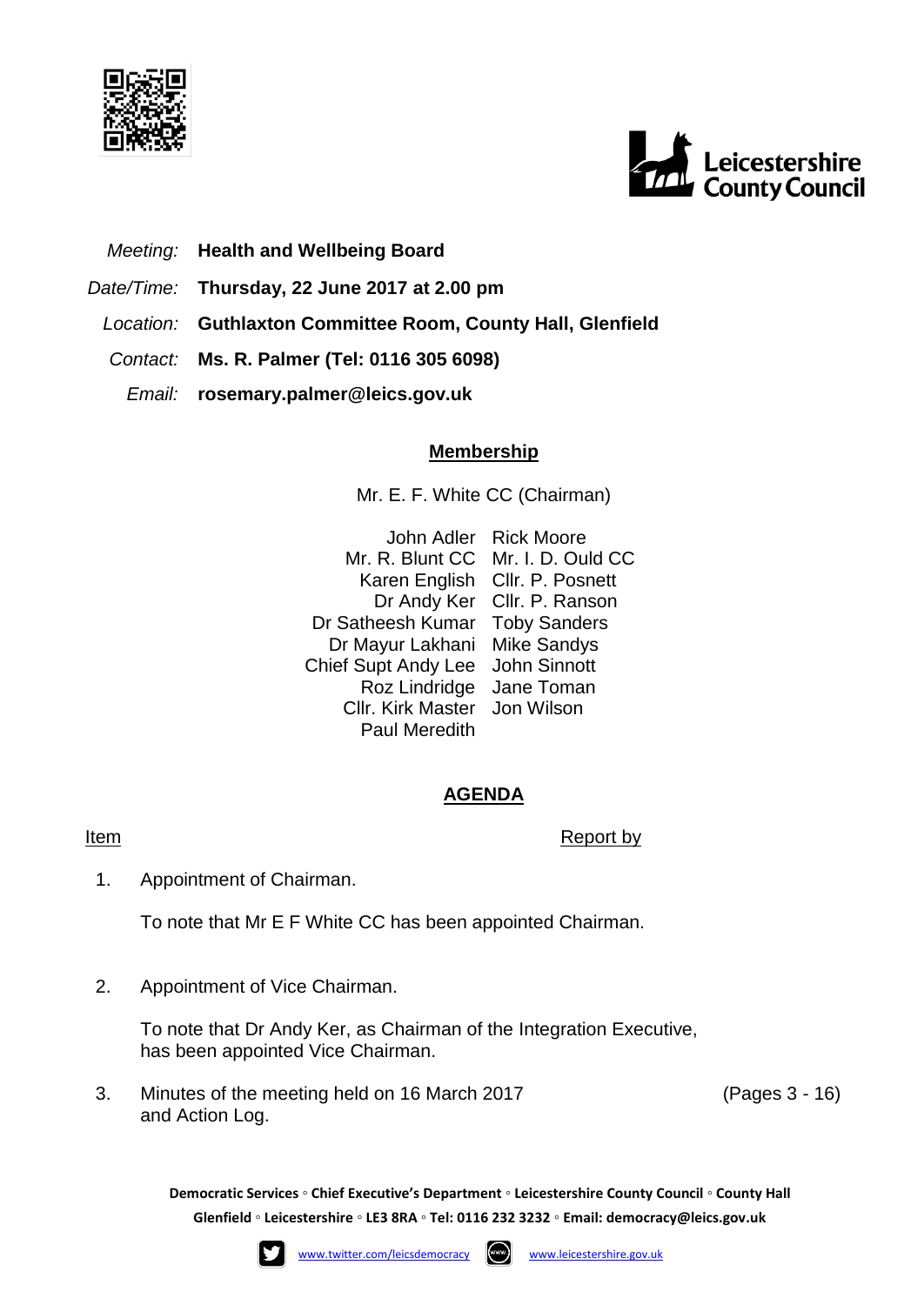Meeting: **Health and Wellbeing Board**

Date/Time: **Thursday, 22 June 2017 at 2.00 pm**

Location: **Guthlaxton Committee Room, County Hall, Glenfield**

Contact: **Ms. R. Palmer (Tel: 0116 305 6098)**

Email: **rosemary.palmer@leics.gov.uk**

## Membership

Mr. E. F. White CC (Chairman)

| | |
|---|---|
| John Adler | Rick Moore |
| Mr. R. Blunt CC | Mr. I. D. Ould CC |
| Karen English | Cllr. P. Posnett |
| Dr Andy Ker | Cllr. P. Ranson |
| Dr Satheesh Kumar | Toby Sanders |
| Dr Mayur Lakhani | Mike Sandys |
| Chief Supt Andy Lee | John Sinnott |
| Roz Lindridge | Jane Toman |
| Cllr. Kirk Master | Jon Wilson |
| Paul Meredith | |

## AGENDA

| Item | | Report by | |
|---|---|---|---|
| 1. | Appointment of Chairman.<br><br>To note that Mr E F White CC has been appointed Chairman. | | |
| 2. | Appointment of Vice Chairman.<br><br>To note that Dr Andy Ker, as Chairman of the Integration Executive, has been appointed Vice Chairman. | | |
| 3. | Minutes of the meeting held on 16 March 2017 and Action Log. | | (Pages 3 - 16) |

**Democratic Services ◦ Chief Executive's Department ◦ Leicestershire County Council ◦ County Hall Glenfield ◦ Leicestershire ◦ LE3 8RA ◦ Tel: 0116 232 3232 ◦ Email: democracy@leics.gov.uk**

www.twitter.com/leicsdemocracy www.leicestershire.gov.uk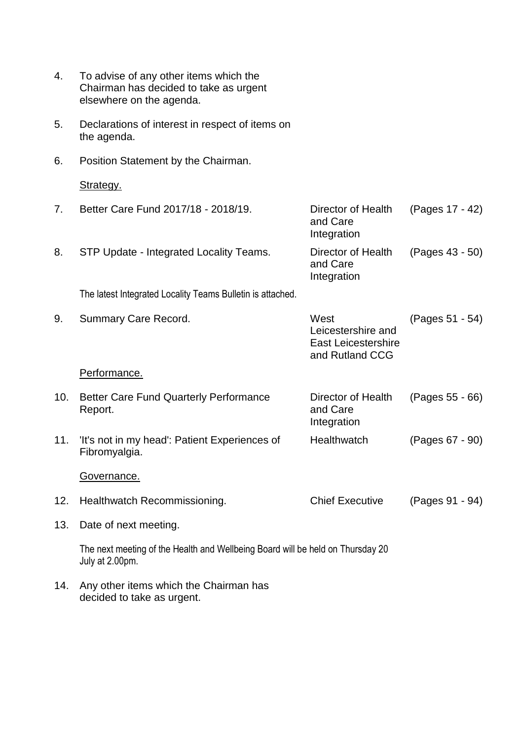4. To advise of any other items which the Chairman has decided to take as urgent elsewhere on the agenda.

5. Declarations of interest in respect of items on the agenda.

6. Position Statement by the Chairman.

<u>Strategy.</u>

| | | | |
|---|---|---|---|
| 7. | Better Care Fund 2017/18 - 2018/19. | Director of Health and Care Integration | (Pages 17 - 42) |
| 8. | STP Update - Integrated Locality Teams. | Director of Health and Care Integration | (Pages 43 - 50) |

The latest Integrated Locality Teams Bulletin is attached.

| | | | |
|---|---|---|---|
| 9. | Summary Care Record. | West Leicestershire and East Leicestershire and Rutland CCG | (Pages 51 - 54) |

<u>Performance.</u>

| | | | |
|---|---|---|---|
| 10. | Better Care Fund Quarterly Performance Report. | Director of Health and Care Integration | (Pages 55 - 66) |
| 11. | 'It's not in my head': Patient Experiences of Fibromyalgia. | Healthwatch | (Pages 67 - 90) |

<u>Governance.</u>

| | | | |
|---|---|---|---|
| 12. | Healthwatch Recommissioning. | Chief Executive | (Pages 91 - 94) |

13. Date of next meeting.

The next meeting of the Health and Wellbeing Board will be held on Thursday 20 July at 2.00pm.

14. Any other items which the Chairman has decided to take as urgent.